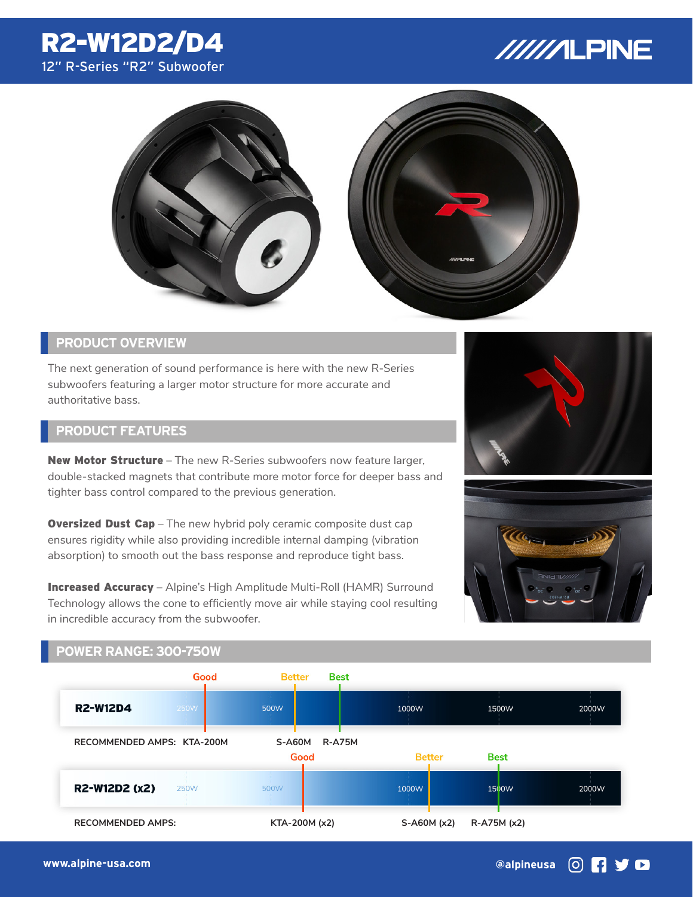# R2-W12D2/D4

12" R-Series "R2" Subwoofer

## PRODUCT OVERVIEW

The next generation of sound performance is here with the new R-Series subwoofers featuring a larger motor structure for more accurate and authoritative bass.

## PRODUCT FEATURES

**New Motor Structure** – The new R-Series subwoofers now feature larger, double-stacked magnets that contribute more motor force for deeper bass and tighter bass control compared to the previous generation.

**Oversized Dust Cap** – The new hybrid poly ceramic composite dust cap ensures rigidity while also providing incredible internal damping (vibration absorption) to smooth out the bass response and reproduce tight bass.

**Increased Accuracy** – Alpine's High Amplitude Multi-Roll (HAMR) Surround Technology allows the cone to efficiently move air while staying cool resulting in incredible accuracy from the subwoofer.

## POWER RANGE: 300-750W

| Model | Good | Better | Best |
| --- | --- | --- | --- |
| R2-W12D4 | KTA-200M | S-A60M | R-A75M |
| R2-W12D2 (x2) | KTA-200M (x2) | S-A60M (x2) | R-A75M (x2) |

Scale: 250W, 500W, 1000W, 1500W, 2000W

RECOMMENDED AMPS

www.alpine-usa.com

@alpineusa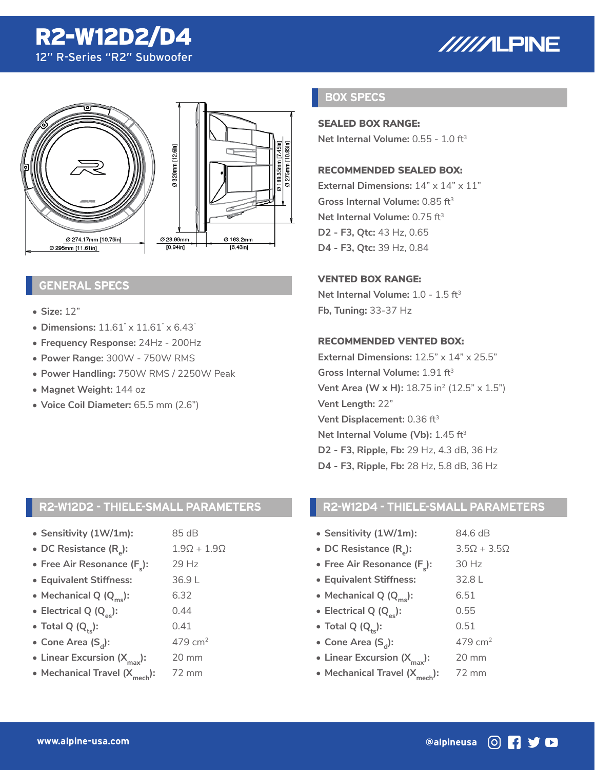# R2-W12D2/D4

12" R-Series "R2" Subwoofer

ALPINE

Ø 320mm [12.6in]
Ø 189.35mm [7.45in]
Ø 275mm [10.83in]
Ø 274.17mm [10.79in]
Ø 295mm [11.61in]
Ø 23.99mm [0.94in]
Ø 163.2mm [6.43in]

## GENERAL SPECS

- **Size:** 12"
- **Dimensions:** 11.61" x 11.61" x 6.43"
- **Frequency Response:** 24Hz - 200Hz
- **Power Range:** 300W - 750W RMS
- **Power Handling:** 750W RMS / 2250W Peak
- **Magnet Weight:** 144 oz
- **Voice Coil Diameter:** 65.5 mm (2.6")

## BOX SPECS

**SEALED BOX RANGE:**
**Net Internal Volume:** 0.55 - 1.0 ft³

**RECOMMENDED SEALED BOX:**
**External Dimensions:** 14" x 14" x 11"
**Gross Internal Volume:** 0.85 ft³
**Net Internal Volume:** 0.75 ft³
**D2 - F3, Qtc:** 43 Hz, 0.65
**D4 - F3, Qtc:** 39 Hz, 0.84

**VENTED BOX RANGE:**
**Net Internal Volume:** 1.0 - 1.5 ft³
**Fb, Tuning:** 33-37 Hz

**RECOMMENDED VENTED BOX:**
**External Dimensions:** 12.5" x 14" x 25.5"
**Gross Internal Volume:** 1.91 ft³
**Vent Area (W x H):** 18.75 in² (12.5" x 1.5")
**Vent Length:** 22"
**Vent Displacement:** 0.36 ft³
**Net Internal Volume (Vb):** 1.45 ft³
**D2 - F3, Ripple, Fb:** 29 Hz, 4.3 dB, 36 Hz
**D4 - F3, Ripple, Fb:** 28 Hz, 5.8 dB, 36 Hz

## R2-W12D2 - THIELE-SMALL PARAMETERS

| | |
|---|---|
| Sensitivity (1W/1m): | 85 dB |
| DC Resistance ($R_e$): | 1.9Ω + 1.9Ω |
| Free Air Resonance ($F_s$): | 29 Hz |
| Equivalent Stiffness: | 36.9 L |
| Mechanical Q ($Q_{ms}$): | 6.32 |
| Electrical Q ($Q_{es}$): | 0.44 |
| Total Q ($Q_{ts}$): | 0.41 |
| Cone Area ($S_d$): | 479 cm² |
| Linear Excursion ($X_{max}$): | 20 mm |
| Mechanical Travel ($X_{mech}$): | 72 mm |

## R2-W12D4 - THIELE-SMALL PARAMETERS

| | |
|---|---|
| Sensitivity (1W/1m): | 84.6 dB |
| DC Resistance ($R_e$): | 3.5Ω + 3.5Ω |
| Free Air Resonance ($F_s$): | 30 Hz |
| Equivalent Stiffness: | 32.8 L |
| Mechanical Q ($Q_{ms}$): | 6.51 |
| Electrical Q ($Q_{es}$): | 0.55 |
| Total Q ($Q_{ts}$): | 0.51 |
| Cone Area ($S_d$): | 479 cm² |
| Linear Excursion ($X_{max}$): | 20 mm |
| Mechanical Travel ($X_{mech}$): | 72 mm |

www.alpine-usa.com

@alpineusa